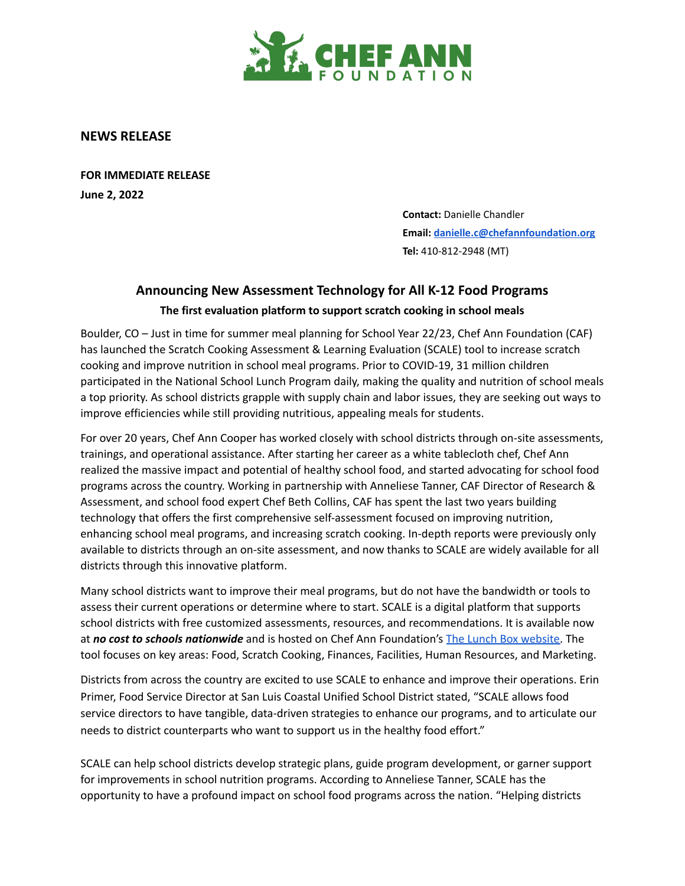CHEF ANN FOUNDATION

## NEWS RELEASE

**FOR IMMEDIATE RELEASE**
**June 2, 2022**

**Contact:** Danielle Chandler
**Email:** [danielle.c@chefannfoundation.org](mailto:danielle.c@chefannfoundation.org)
**Tel:** 410-812-2948 (MT)

# Announcing New Assessment Technology for All K-12 Food Programs

### The first evaluation platform to support scratch cooking in school meals

Boulder, CO – Just in time for summer meal planning for School Year 22/23, Chef Ann Foundation (CAF) has launched the Scratch Cooking Assessment & Learning Evaluation (SCALE) tool to increase scratch cooking and improve nutrition in school meal programs. Prior to COVID-19, 31 million children participated in the National School Lunch Program daily, making the quality and nutrition of school meals a top priority. As school districts grapple with supply chain and labor issues, they are seeking out ways to improve efficiencies while still providing nutritious, appealing meals for students.

For over 20 years, Chef Ann Cooper has worked closely with school districts through on-site assessments, trainings, and operational assistance. After starting her career as a white tablecloth chef, Chef Ann realized the massive impact and potential of healthy school food, and started advocating for school food programs across the country. Working in partnership with Anneliese Tanner, CAF Director of Research & Assessment, and school food expert Chef Beth Collins, CAF has spent the last two years building technology that offers the first comprehensive self-assessment focused on improving nutrition, enhancing school meal programs, and increasing scratch cooking. In-depth reports were previously only available to districts through an on-site assessment, and now thanks to SCALE are widely available for all districts through this innovative platform.

Many school districts want to improve their meal programs, but do not have the bandwidth or tools to assess their current operations or determine where to start. SCALE is a digital platform that supports school districts with free customized assessments, resources, and recommendations. It is available now at ***no cost to schools nationwide*** and is hosted on Chef Ann Foundation's The Lunch Box website. The tool focuses on key areas: Food, Scratch Cooking, Finances, Facilities, Human Resources, and Marketing.

Districts from across the country are excited to use SCALE to enhance and improve their operations. Erin Primer, Food Service Director at San Luis Coastal Unified School District stated, "SCALE allows food service directors to have tangible, data-driven strategies to enhance our programs, and to articulate our needs to district counterparts who want to support us in the healthy food effort."

SCALE can help school districts develop strategic plans, guide program development, or garner support for improvements in school nutrition programs. According to Anneliese Tanner, SCALE has the opportunity to have a profound impact on school food programs across the nation. "Helping districts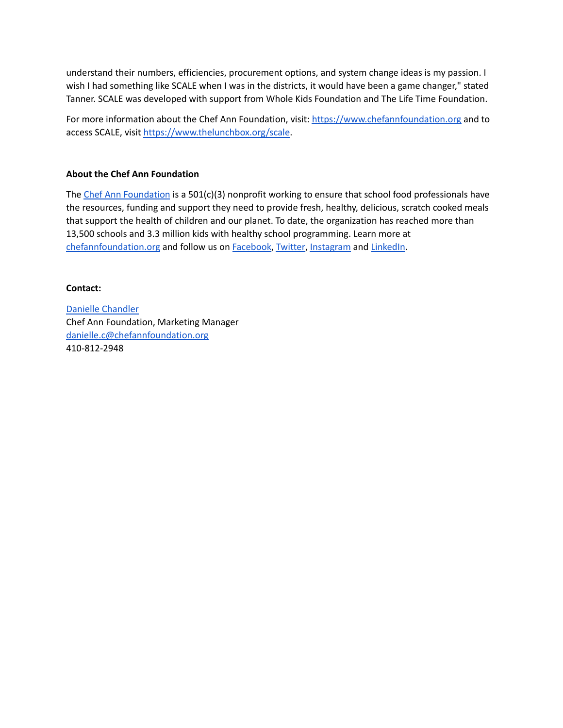understand their numbers, efficiencies, procurement options, and system change ideas is my passion. I wish I had something like SCALE when I was in the districts, it would have been a game changer," stated Tanner. SCALE was developed with support from Whole Kids Foundation and The Life Time Foundation.

For more information about the Chef Ann Foundation, visit: https://www.chefannfoundation.org and to access SCALE, visit https://www.thelunchbox.org/scale.

**About the Chef Ann Foundation**

The Chef Ann Foundation is a 501(c)(3) nonprofit working to ensure that school food professionals have the resources, funding and support they need to provide fresh, healthy, delicious, scratch cooked meals that support the health of children and our planet. To date, the organization has reached more than 13,500 schools and 3.3 million kids with healthy school programming. Learn more at chefannfoundation.org and follow us on Facebook, Twitter, Instagram and LinkedIn.

**Contact:**

Danielle Chandler
Chef Ann Foundation, Marketing Manager
danielle.c@chefannfoundation.org
410-812-2948